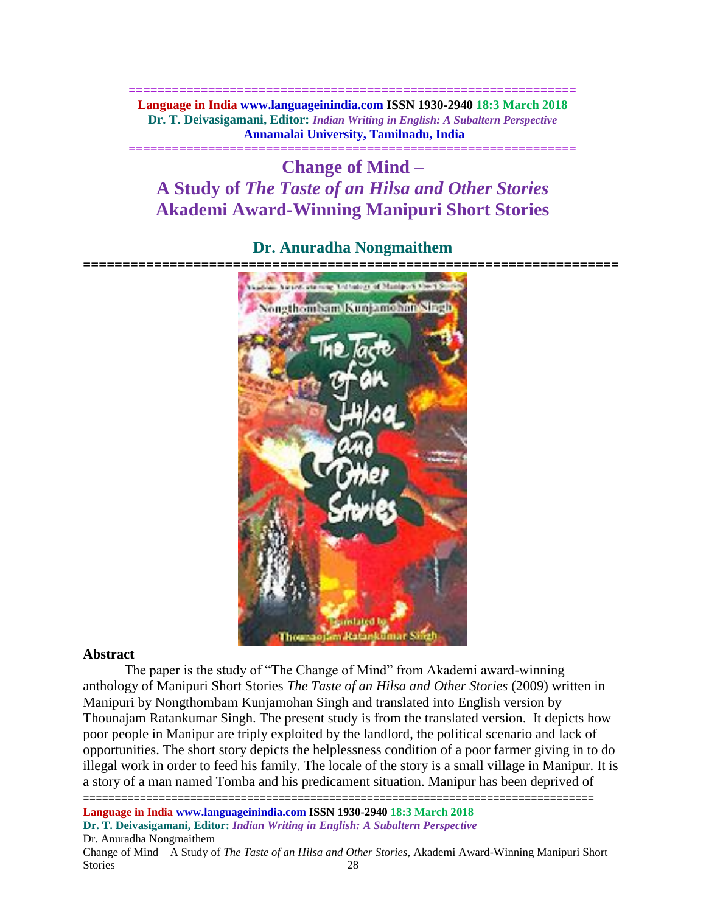# Change of Mind – A Study of *The Taste of an Hilsa and Other Stories* Akademi Award-Winning Manipuri Short Stories

## Dr. Anuradha Nongmaithem

### Abstract

The paper is the study of "The Change of Mind" from Akademi award-winning anthology of Manipuri Short Stories *The Taste of an Hilsa and Other Stories* (2009) written in Manipuri by Nongthombam Kunjamohan Singh and translated into English version by Thounajam Ratankumar Singh. The present study is from the translated version. It depicts how poor people in Manipur are triply exploited by the landlord, the political scenario and lack of opportunities. The short story depicts the helplessness condition of a poor farmer giving in to do illegal work in order to feed his family. The locale of the story is a small village in Manipur. It is a story of a man named Tomba and his predicament situation. Manipur has been deprived of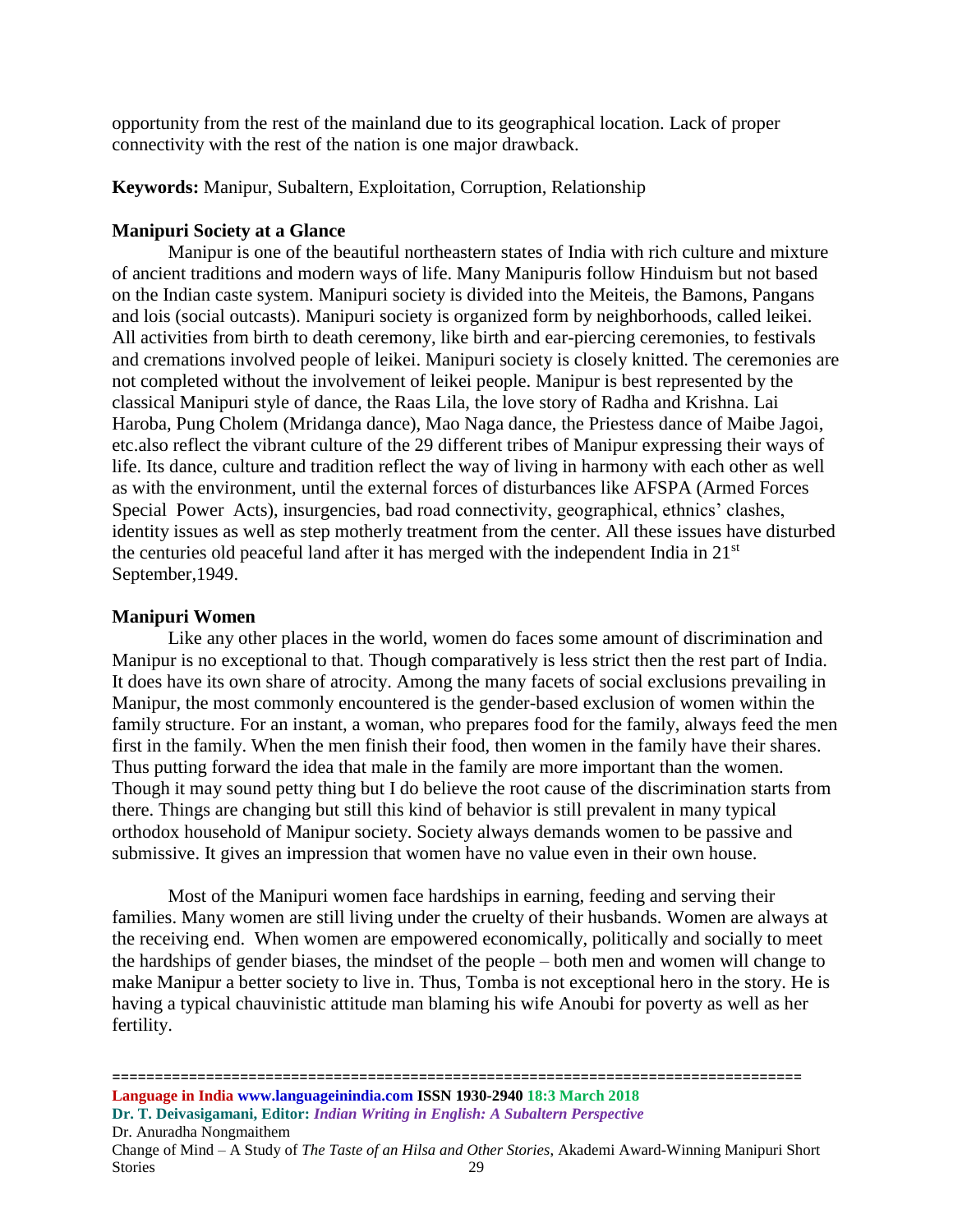opportunity from the rest of the mainland due to its geographical location. Lack of proper connectivity with the rest of the nation is one major drawback.

**Keywords:** Manipur, Subaltern, Exploitation, Corruption, Relationship

## Manipuri Society at a Glance

Manipur is one of the beautiful northeastern states of India with rich culture and mixture of ancient traditions and modern ways of life. Many Manipuris follow Hinduism but not based on the Indian caste system. Manipuri society is divided into the Meiteis, the Bamons, Pangans and lois (social outcasts). Manipuri society is organized form by neighborhoods, called leikei. All activities from birth to death ceremony, like birth and ear-piercing ceremonies, to festivals and cremations involved people of leikei. Manipuri society is closely knitted. The ceremonies are not completed without the involvement of leikei people. Manipur is best represented by the classical Manipuri style of dance, the Raas Lila, the love story of Radha and Krishna. Lai Haroba, Pung Cholem (Mridanga dance), Mao Naga dance, the Priestess dance of Maibe Jagoi, etc.also reflect the vibrant culture of the 29 different tribes of Manipur expressing their ways of life. Its dance, culture and tradition reflect the way of living in harmony with each other as well as with the environment, until the external forces of disturbances like AFSPA (Armed Forces Special Power Acts), insurgencies, bad road connectivity, geographical, ethnics' clashes, identity issues as well as step motherly treatment from the center. All these issues have disturbed the centuries old peaceful land after it has merged with the independent India in 21st September,1949.

## Manipuri Women

Like any other places in the world, women do faces some amount of discrimination and Manipur is no exceptional to that. Though comparatively is less strict then the rest part of India. It does have its own share of atrocity. Among the many facets of social exclusions prevailing in Manipur, the most commonly encountered is the gender-based exclusion of women within the family structure. For an instant, a woman, who prepares food for the family, always feed the men first in the family. When the men finish their food, then women in the family have their shares. Thus putting forward the idea that male in the family are more important than the women. Though it may sound petty thing but I do believe the root cause of the discrimination starts from there. Things are changing but still this kind of behavior is still prevalent in many typical orthodox household of Manipur society. Society always demands women to be passive and submissive. It gives an impression that women have no value even in their own house.

Most of the Manipuri women face hardships in earning, feeding and serving their families. Many women are still living under the cruelty of their husbands. Women are always at the receiving end. When women are empowered economically, politically and socially to meet the hardships of gender biases, the mindset of the people – both men and women will change to make Manipur a better society to live in. Thus, Tomba is not exceptional hero in the story. He is having a typical chauvinistic attitude man blaming his wife Anoubi for poverty as well as her fertility.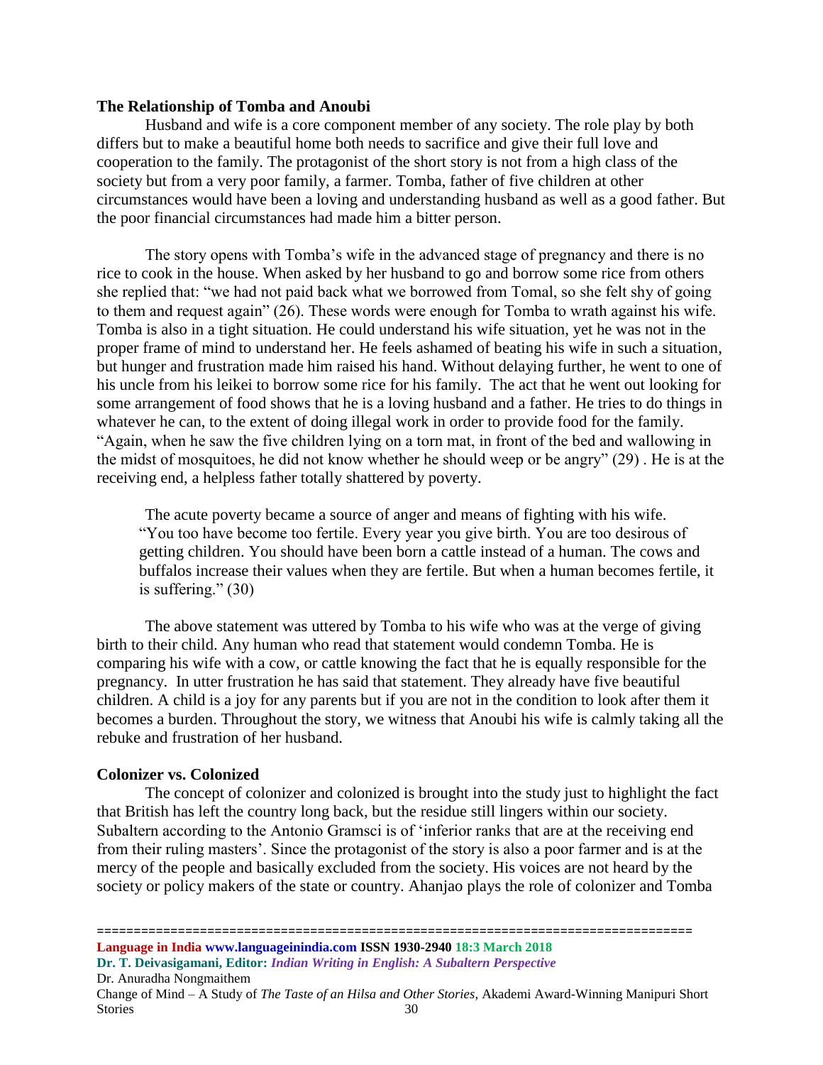**The Relationship of Tomba and Anoubi**

Husband and wife is a core component member of any society. The role play by both differs but to make a beautiful home both needs to sacrifice and give their full love and cooperation to the family. The protagonist of the short story is not from a high class of the society but from a very poor family, a farmer. Tomba, father of five children at other circumstances would have been a loving and understanding husband as well as a good father. But the poor financial circumstances had made him a bitter person.

The story opens with Tomba's wife in the advanced stage of pregnancy and there is no rice to cook in the house. When asked by her husband to go and borrow some rice from others she replied that: "we had not paid back what we borrowed from Tomal, so she felt shy of going to them and request again" (26). These words were enough for Tomba to wrath against his wife. Tomba is also in a tight situation. He could understand his wife situation, yet he was not in the proper frame of mind to understand her. He feels ashamed of beating his wife in such a situation, but hunger and frustration made him raised his hand. Without delaying further, he went to one of his uncle from his leikei to borrow some rice for his family. The act that he went out looking for some arrangement of food shows that he is a loving husband and a father. He tries to do things in whatever he can, to the extent of doing illegal work in order to provide food for the family. "Again, when he saw the five children lying on a torn mat, in front of the bed and wallowing in the midst of mosquitoes, he did not know whether he should weep or be angry" (29) . He is at the receiving end, a helpless father totally shattered by poverty.

> The acute poverty became a source of anger and means of fighting with his wife. "You too have become too fertile. Every year you give birth. You are too desirous of getting children. You should have been born a cattle instead of a human. The cows and buffalos increase their values when they are fertile. But when a human becomes fertile, it is suffering." (30)

The above statement was uttered by Tomba to his wife who was at the verge of giving birth to their child. Any human who read that statement would condemn Tomba. He is comparing his wife with a cow, or cattle knowing the fact that he is equally responsible for the pregnancy. In utter frustration he has said that statement. They already have five beautiful children. A child is a joy for any parents but if you are not in the condition to look after them it becomes a burden. Throughout the story, we witness that Anoubi his wife is calmly taking all the rebuke and frustration of her husband.

**Colonizer vs. Colonized**

The concept of colonizer and colonized is brought into the study just to highlight the fact that British has left the country long back, but the residue still lingers within our society. Subaltern according to the Antonio Gramsci is of 'inferior ranks that are at the receiving end from their ruling masters'. Since the protagonist of the story is also a poor farmer and is at the mercy of the people and basically excluded from the society. His voices are not heard by the society or policy makers of the state or country. Ahanjao plays the role of colonizer and Tomba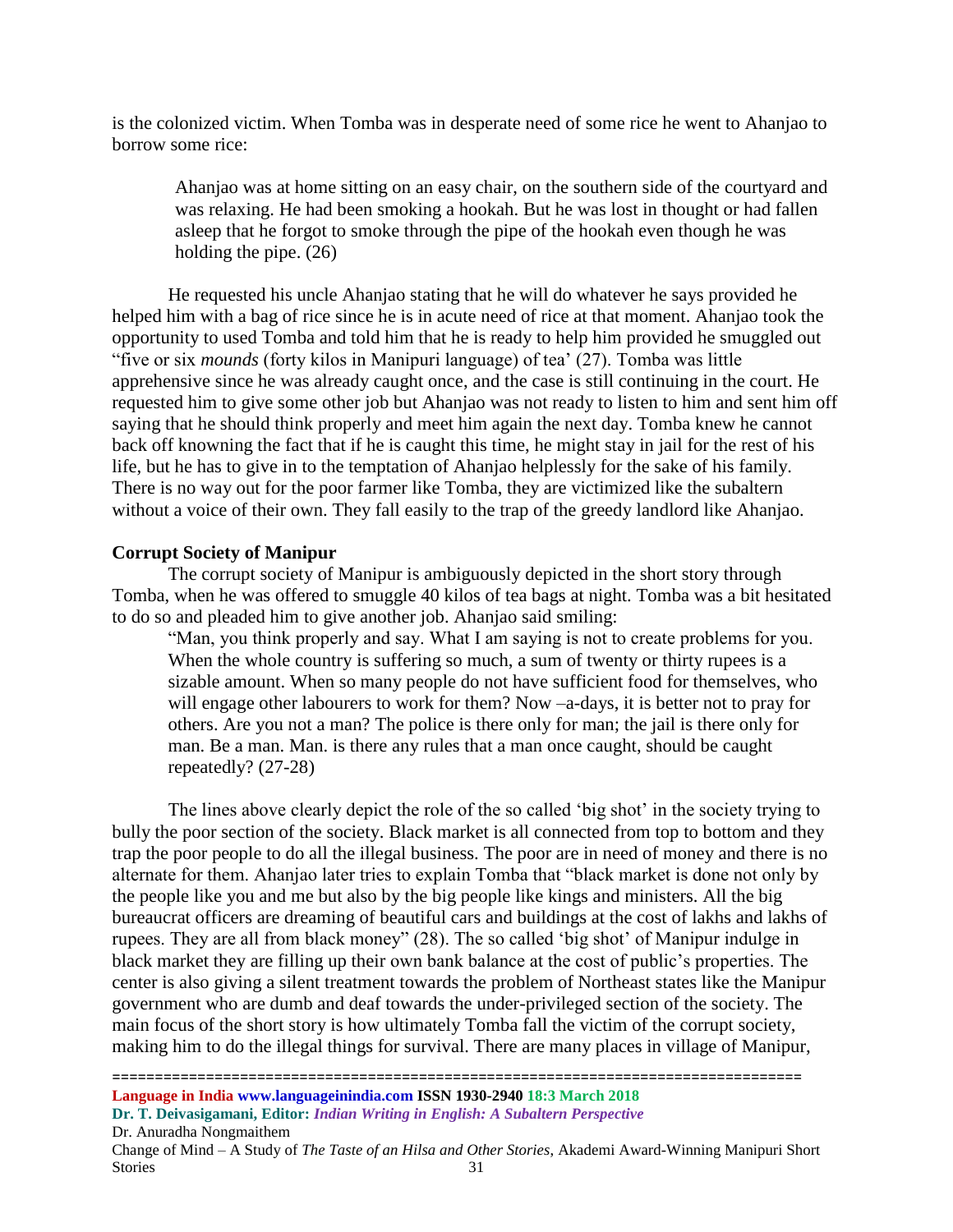is the colonized victim. When Tomba was in desperate need of some rice he went to Ahanjao to borrow some rice:

> Ahanjao was at home sitting on an easy chair, on the southern side of the courtyard and was relaxing. He had been smoking a hookah. But he was lost in thought or had fallen asleep that he forgot to smoke through the pipe of the hookah even though he was holding the pipe. (26)

He requested his uncle Ahanjao stating that he will do whatever he says provided he helped him with a bag of rice since he is in acute need of rice at that moment. Ahanjao took the opportunity to used Tomba and told him that he is ready to help him provided he smuggled out "five or six *mounds* (forty kilos in Manipuri language) of tea' (27). Tomba was little apprehensive since he was already caught once, and the case is still continuing in the court. He requested him to give some other job but Ahanjao was not ready to listen to him and sent him off saying that he should think properly and meet him again the next day. Tomba knew he cannot back off knowning the fact that if he is caught this time, he might stay in jail for the rest of his life, but he has to give in to the temptation of Ahanjao helplessly for the sake of his family. There is no way out for the poor farmer like Tomba, they are victimized like the subaltern without a voice of their own. They fall easily to the trap of the greedy landlord like Ahanjao.

**Corrupt Society of Manipur**

The corrupt society of Manipur is ambiguously depicted in the short story through Tomba, when he was offered to smuggle 40 kilos of tea bags at night. Tomba was a bit hesitated to do so and pleaded him to give another job. Ahanjao said smiling:

> "Man, you think properly and say. What I am saying is not to create problems for you. When the whole country is suffering so much, a sum of twenty or thirty rupees is a sizable amount. When so many people do not have sufficient food for themselves, who will engage other labourers to work for them? Now –a-days, it is better not to pray for others. Are you not a man? The police is there only for man; the jail is there only for man. Be a man. Man. is there any rules that a man once caught, should be caught repeatedly? (27-28)

The lines above clearly depict the role of the so called 'big shot' in the society trying to bully the poor section of the society. Black market is all connected from top to bottom and they trap the poor people to do all the illegal business. The poor are in need of money and there is no alternate for them. Ahanjao later tries to explain Tomba that "black market is done not only by the people like you and me but also by the big people like kings and ministers. All the big bureaucrat officers are dreaming of beautiful cars and buildings at the cost of lakhs and lakhs of rupees. They are all from black money" (28). The so called 'big shot' of Manipur indulge in black market they are filling up their own bank balance at the cost of public's properties. The center is also giving a silent treatment towards the problem of Northeast states like the Manipur government who are dumb and deaf towards the under-privileged section of the society. The main focus of the short story is how ultimately Tomba fall the victim of the corrupt society, making him to do the illegal things for survival. There are many places in village of Manipur,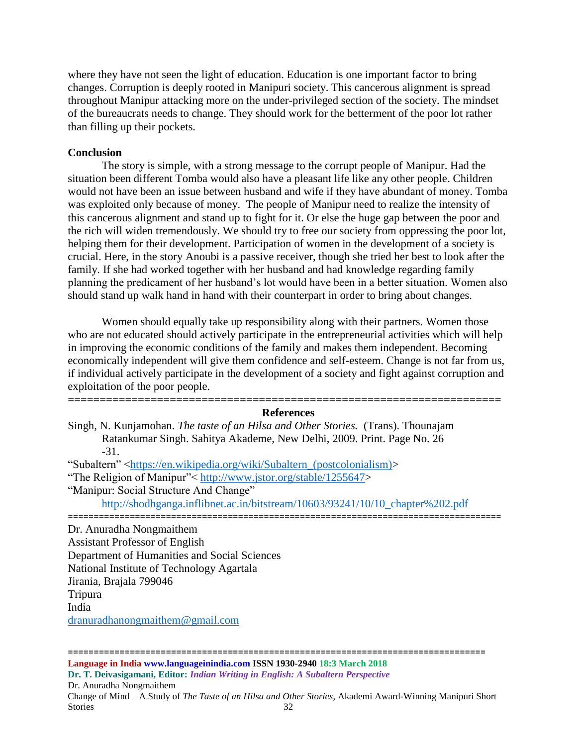where they have not seen the light of education. Education is one important factor to bring changes. Corruption is deeply rooted in Manipuri society. This cancerous alignment is spread throughout Manipur attacking more on the under-privileged section of the society. The mindset of the bureaucrats needs to change. They should work for the betterment of the poor lot rather than filling up their pockets.

**Conclusion**

The story is simple, with a strong message to the corrupt people of Manipur. Had the situation been different Tomba would also have a pleasant life like any other people. Children would not have been an issue between husband and wife if they have abundant of money. Tomba was exploited only because of money. The people of Manipur need to realize the intensity of this cancerous alignment and stand up to fight for it. Or else the huge gap between the poor and the rich will widen tremendously. We should try to free our society from oppressing the poor lot, helping them for their development. Participation of women in the development of a society is crucial. Here, in the story Anoubi is a passive receiver, though she tried her best to look after the family. If she had worked together with her husband and had knowledge regarding family planning the predicament of her husband's lot would have been in a better situation. Women also should stand up walk hand in hand with their counterpart in order to bring about changes.

Women should equally take up responsibility along with their partners. Women those who are not educated should actively participate in the entrepreneurial activities which will help in improving the economic conditions of the family and makes them independent. Becoming economically independent will give them confidence and self-esteem. Change is not far from us, if individual actively participate in the development of a society and fight against corruption and exploitation of the poor people.

=====================================================================

**References**

Singh, N. Kunjamohan. *The taste of an Hilsa and Other Stories.* (Trans). Thounajam Ratankumar Singh. Sahitya Akademe, New Delhi, 2009. Print. Page No. 26 -31.

"Subaltern" <https://en.wikipedia.org/wiki/Subaltern_(postcolonialism)>

"The Religion of Manipur"< http://www.jstor.org/stable/1255647>

"Manipur: Social Structure And Change" http://shodhganga.inflibnet.ac.in/bitstream/10603/93241/10/10_chapter%202.pdf

=====================================================================

Dr. Anuradha Nongmaithem
Assistant Professor of English
Department of Humanities and Social Sciences
National Institute of Technology Agartala
Jirania, Brajala 799046
Tripura
India
dranuradhanongmaithem@gmail.com